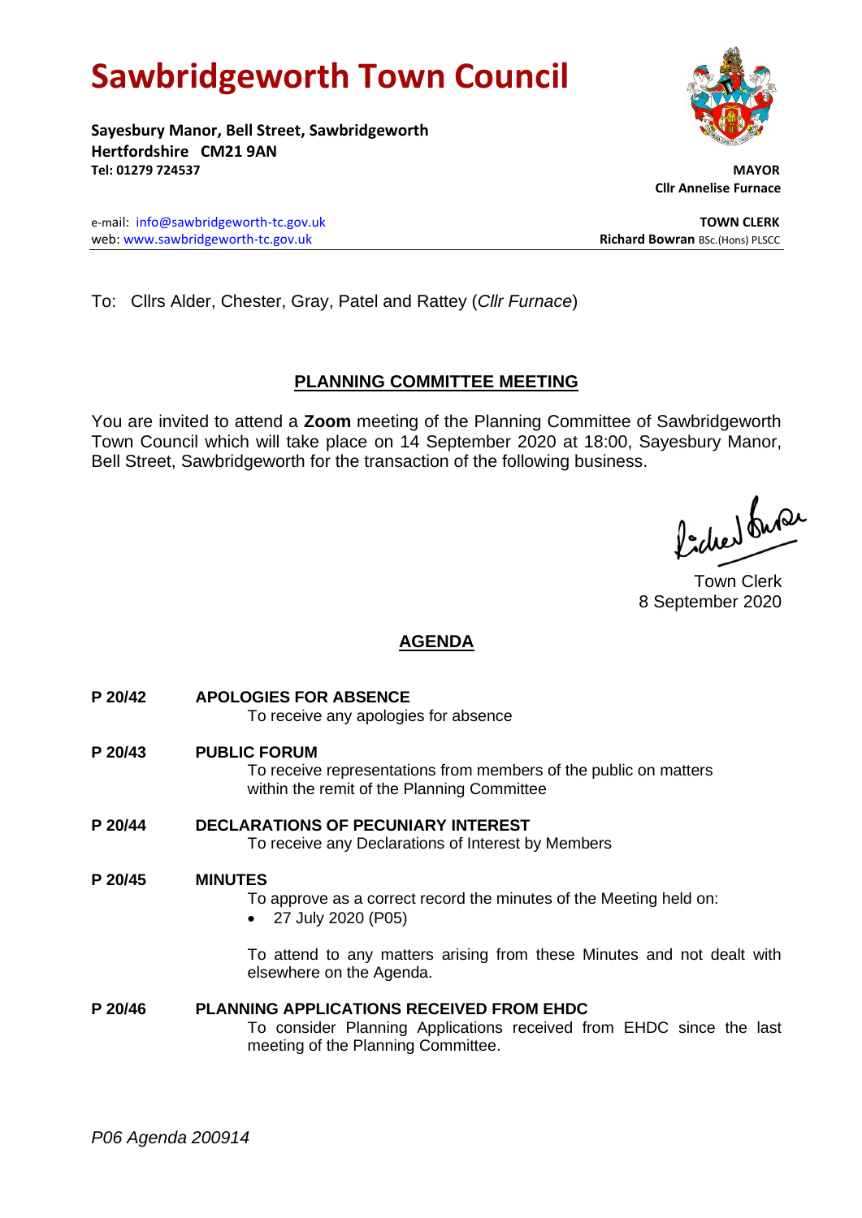# Sawbridgeworth Town Council

**Sayesbury Manor, Bell Street, Sawbridgeworth**
**Hertfordshire CM21 9AN**
**Tel: 01279 724537**

**MAYOR**
**Cllr Annelise Furnace**

e-mail: info@sawbridgeworth-tc.gov.uk
web: www.sawbridgeworth-tc.gov.uk

**TOWN CLERK**
**Richard Bowran** BSc.(Hons) PLSCC

---

To: Cllrs Alder, Chester, Gray, Patel and Rattey (*Cllr Furnace*)

## PLANNING COMMITTEE MEETING

You are invited to attend a **Zoom** meeting of the Planning Committee of Sawbridgeworth Town Council which will take place on 14 September 2020 at 18:00, Sayesbury Manor, Bell Street, Sawbridgeworth for the transaction of the following business.

Town Clerk
8 September 2020

## AGENDA

**P 20/42 APOLOGIES FOR ABSENCE**
To receive any apologies for absence

**P 20/43 PUBLIC FORUM**
To receive representations from members of the public on matters within the remit of the Planning Committee

**P 20/44 DECLARATIONS OF PECUNIARY INTEREST**
To receive any Declarations of Interest by Members

**P 20/45 MINUTES**
To approve as a correct record the minutes of the Meeting held on:

- 27 July 2020 (P05)

To attend to any matters arising from these Minutes and not dealt with elsewhere on the Agenda.

**P 20/46 PLANNING APPLICATIONS RECEIVED FROM EHDC**
To consider Planning Applications received from EHDC since the last meeting of the Planning Committee.

*P06 Agenda 200914*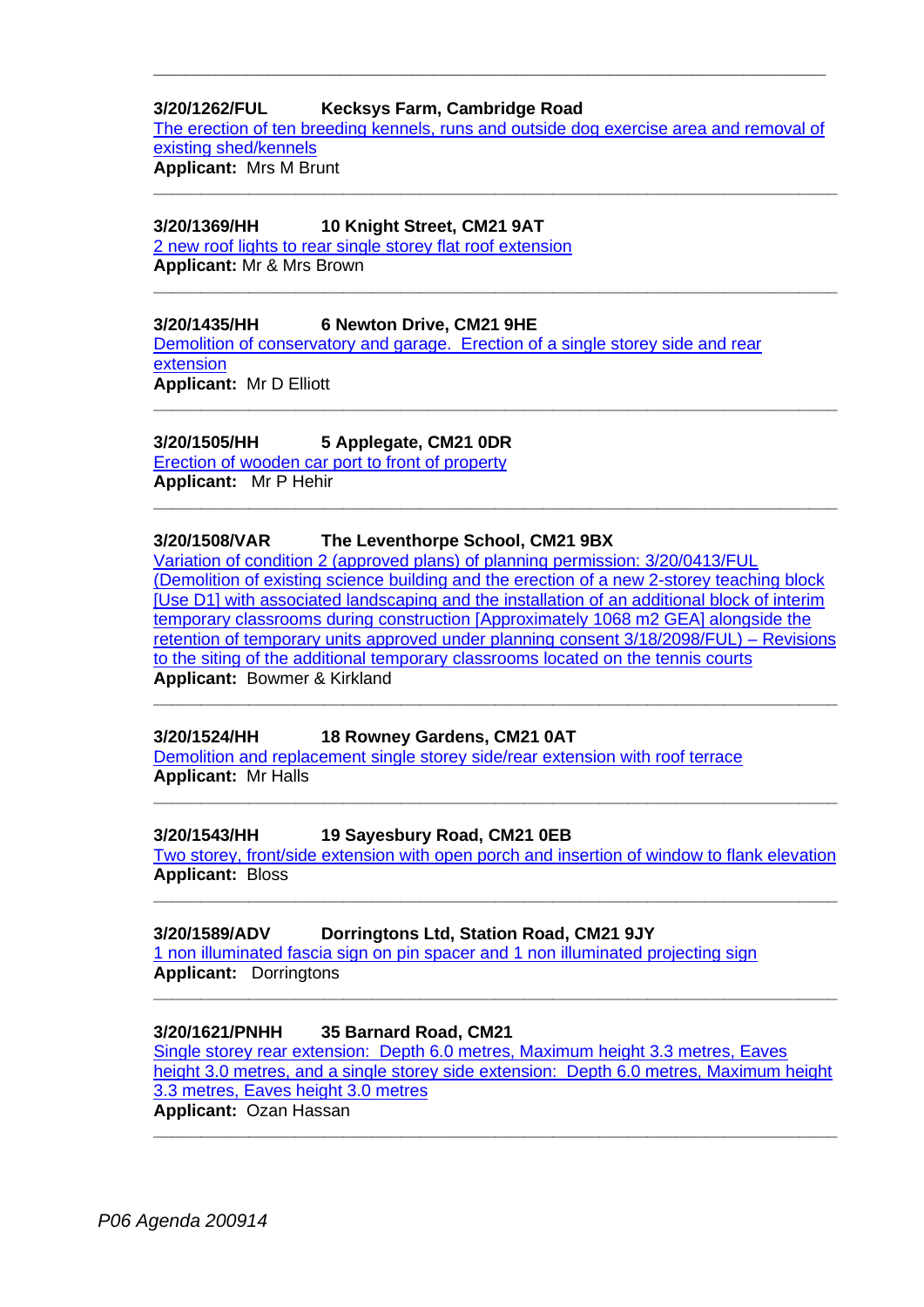---

**3/20/1262/FUL Kecksys Farm, Cambridge Road**

The erection of ten breeding kennels, runs and outside dog exercise area and removal of existing shed/kennels

**Applicant:** Mrs M Brunt

---

**3/20/1369/HH 10 Knight Street, CM21 9AT**

2 new roof lights to rear single storey flat roof extension

**Applicant:** Mr & Mrs Brown

---

**3/20/1435/HH 6 Newton Drive, CM21 9HE**

Demolition of conservatory and garage. Erection of a single storey side and rear extension

**Applicant:** Mr D Elliott

---

**3/20/1505/HH 5 Applegate, CM21 0DR**

Erection of wooden car port to front of property

**Applicant:** Mr P Hehir

---

**3/20/1508/VAR The Leventhorpe School, CM21 9BX**

Variation of condition 2 (approved plans) of planning permission: 3/20/0413/FUL (Demolition of existing science building and the erection of a new 2-storey teaching block [Use D1] with associated landscaping and the installation of an additional block of interim temporary classrooms during construction [Approximately 1068 m2 GEA] alongside the retention of temporary units approved under planning consent 3/18/2098/FUL) – Revisions to the siting of the additional temporary classrooms located on the tennis courts

**Applicant:** Bowmer & Kirkland

---

**3/20/1524/HH 18 Rowney Gardens, CM21 0AT**

Demolition and replacement single storey side/rear extension with roof terrace

**Applicant:** Mr Halls

---

**3/20/1543/HH 19 Sayesbury Road, CM21 0EB**

Two storey, front/side extension with open porch and insertion of window to flank elevation

**Applicant:** Bloss

---

**3/20/1589/ADV Dorringtons Ltd, Station Road, CM21 9JY**

1 non illuminated fascia sign on pin spacer and 1 non illuminated projecting sign

**Applicant:** Dorringtons

---

**3/20/1621/PNHH 35 Barnard Road, CM21**

Single storey rear extension: Depth 6.0 metres, Maximum height 3.3 metres, Eaves height 3.0 metres, and a single storey side extension: Depth 6.0 metres, Maximum height 3.3 metres, Eaves height 3.0 metres

**Applicant:** Ozan Hassan

---

*P06 Agenda 200914*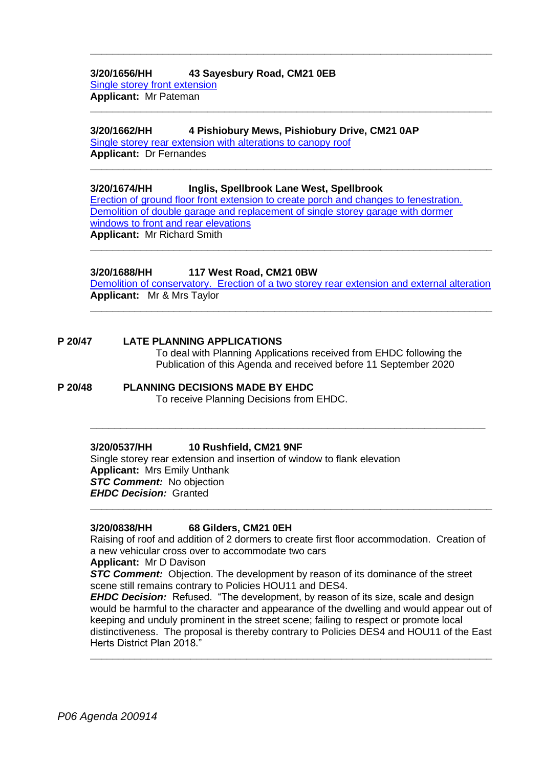---

**3/20/1656/HH 43 Sayesbury Road, CM21 0EB**
Single storey front extension
**Applicant:** Mr Pateman

---

**3/20/1662/HH 4 Pishiobury Mews, Pishiobury Drive, CM21 0AP**
Single storey rear extension with alterations to canopy roof
**Applicant:** Dr Fernandes

---

**3/20/1674/HH Inglis, Spellbrook Lane West, Spellbrook**
Erection of ground floor front extension to create porch and changes to fenestration. Demolition of double garage and replacement of single storey garage with dormer windows to front and rear elevations
**Applicant:** Mr Richard Smith

---

**3/20/1688/HH 117 West Road, CM21 0BW**
Demolition of conservatory. Erection of a two storey rear extension and external alteration
**Applicant:** Mr & Mrs Taylor

---

**P 20/47 LATE PLANNING APPLICATIONS**

To deal with Planning Applications received from EHDC following the Publication of this Agenda and received before 11 September 2020

**P 20/48 PLANNING DECISIONS MADE BY EHDC**

To receive Planning Decisions from EHDC.

---

**3/20/0537/HH 10 Rushfield, CM21 9NF**
Single storey rear extension and insertion of window to flank elevation
**Applicant:** Mrs Emily Unthank
***STC Comment:*** No objection
***EHDC Decision:*** Granted

---

**3/20/0838/HH 68 Gilders, CM21 0EH**
Raising of roof and addition of 2 dormers to create first floor accommodation. Creation of a new vehicular cross over to accommodate two cars
**Applicant:** Mr D Davison
***STC Comment:*** Objection. The development by reason of its dominance of the street scene still remains contrary to Policies HOU11 and DES4.
***EHDC Decision:*** Refused. "The development, by reason of its size, scale and design would be harmful to the character and appearance of the dwelling and would appear out of keeping and unduly prominent in the street scene; failing to respect or promote local distinctiveness. The proposal is thereby contrary to Policies DES4 and HOU11 of the East Herts District Plan 2018."

---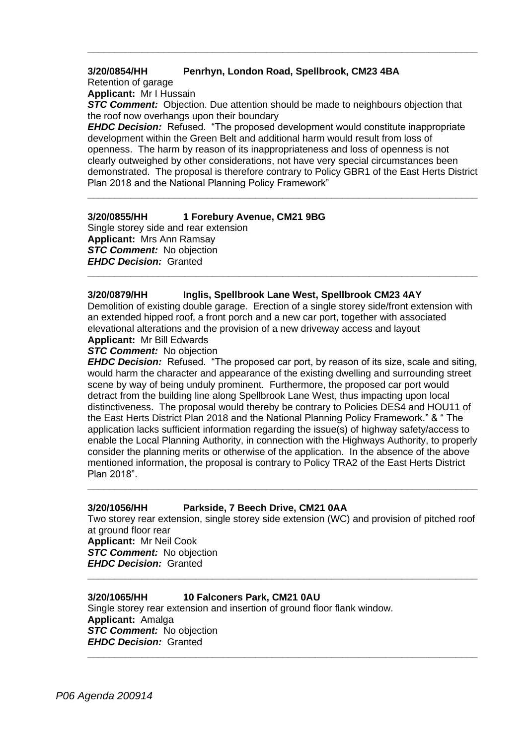---

**3/20/0854/HH Penrhyn, London Road, Spellbrook, CM23 4BA**

Retention of garage

**Applicant:** Mr I Hussain

***STC Comment:*** Objection. Due attention should be made to neighbours objection that the roof now overhangs upon their boundary

***EHDC Decision:*** Refused. "The proposed development would constitute inappropriate development within the Green Belt and additional harm would result from loss of openness. The harm by reason of its inappropriateness and loss of openness is not clearly outweighed by other considerations, not have very special circumstances been demonstrated. The proposal is therefore contrary to Policy GBR1 of the East Herts District Plan 2018 and the National Planning Policy Framework"

---

**3/20/0855/HH 1 Forebury Avenue, CM21 9BG**

Single storey side and rear extension

**Applicant:** Mrs Ann Ramsay

***STC Comment:*** No objection

***EHDC Decision:*** Granted

---

**3/20/0879/HH Inglis, Spellbrook Lane West, Spellbrook CM23 4AY**

Demolition of existing double garage. Erection of a single storey side/front extension with an extended hipped roof, a front porch and a new car port, together with associated elevational alterations and the provision of a new driveway access and layout

**Applicant:** Mr Bill Edwards

***STC Comment:*** No objection

***EHDC Decision:*** Refused. "The proposed car port, by reason of its size, scale and siting, would harm the character and appearance of the existing dwelling and surrounding street scene by way of being unduly prominent. Furthermore, the proposed car port would detract from the building line along Spellbrook Lane West, thus impacting upon local distinctiveness. The proposal would thereby be contrary to Policies DES4 and HOU11 of the East Herts District Plan 2018 and the National Planning Policy Framework." & " The application lacks sufficient information regarding the issue(s) of highway safety/access to enable the Local Planning Authority, in connection with the Highways Authority, to properly consider the planning merits or otherwise of the application. In the absence of the above mentioned information, the proposal is contrary to Policy TRA2 of the East Herts District Plan 2018".

---

**3/20/1056/HH Parkside, 7 Beech Drive, CM21 0AA**

Two storey rear extension, single storey side extension (WC) and provision of pitched roof at ground floor rear

**Applicant:** Mr Neil Cook

***STC Comment:*** No objection

***EHDC Decision:*** Granted

---

**3/20/1065/HH 10 Falconers Park, CM21 0AU**

Single storey rear extension and insertion of ground floor flank window.

**Applicant:** Amalga

***STC Comment:*** No objection

***EHDC Decision:*** Granted

---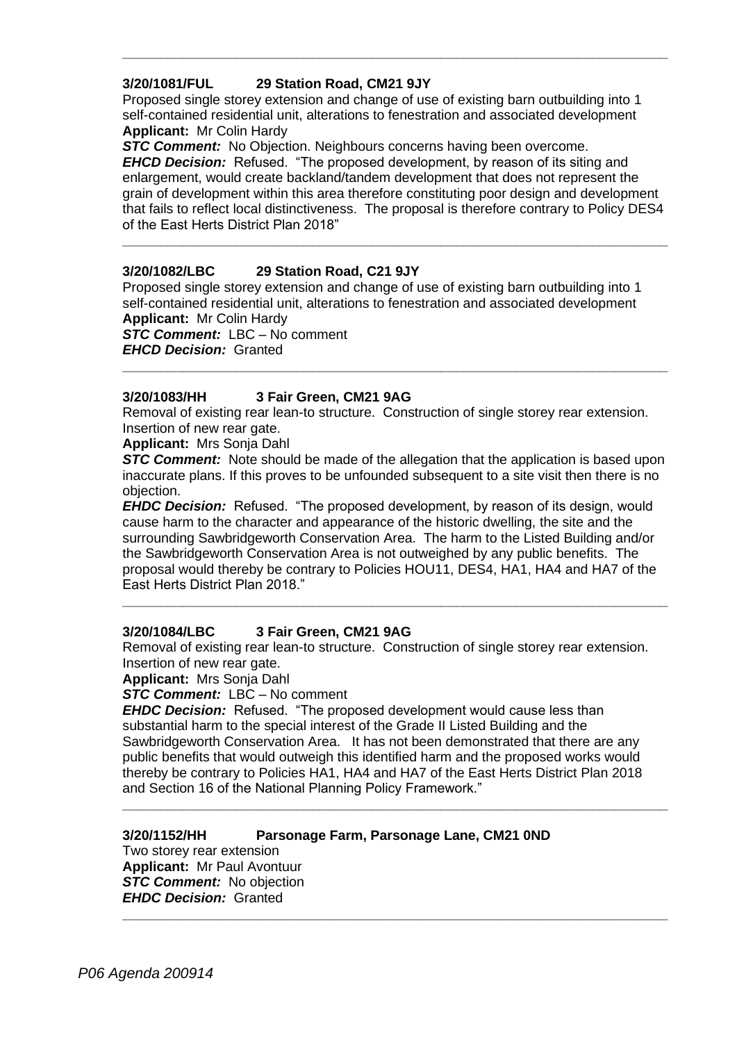---

**3/20/1081/FUL 29 Station Road, CM21 9JY**

Proposed single storey extension and change of use of existing barn outbuilding into 1 self-contained residential unit, alterations to fenestration and associated development

**Applicant:** Mr Colin Hardy

***STC Comment:*** No Objection. Neighbours concerns having been overcome.

***EHCD Decision:*** Refused. "The proposed development, by reason of its siting and enlargement, would create backland/tandem development that does not represent the grain of development within this area therefore constituting poor design and development that fails to reflect local distinctiveness. The proposal is therefore contrary to Policy DES4 of the East Herts District Plan 2018"

---

**3/20/1082/LBC 29 Station Road, C21 9JY**

Proposed single storey extension and change of use of existing barn outbuilding into 1 self-contained residential unit, alterations to fenestration and associated development

**Applicant:** Mr Colin Hardy

***STC Comment:*** LBC – No comment

***EHCD Decision:*** Granted

---

**3/20/1083/HH 3 Fair Green, CM21 9AG**

Removal of existing rear lean-to structure. Construction of single storey rear extension. Insertion of new rear gate.

**Applicant:** Mrs Sonja Dahl

***STC Comment:*** Note should be made of the allegation that the application is based upon inaccurate plans. If this proves to be unfounded subsequent to a site visit then there is no objection.

***EHDC Decision:*** Refused. "The proposed development, by reason of its design, would cause harm to the character and appearance of the historic dwelling, the site and the surrounding Sawbridgeworth Conservation Area. The harm to the Listed Building and/or the Sawbridgeworth Conservation Area is not outweighed by any public benefits. The proposal would thereby be contrary to Policies HOU11, DES4, HA1, HA4 and HA7 of the East Herts District Plan 2018."

---

**3/20/1084/LBC 3 Fair Green, CM21 9AG**

Removal of existing rear lean-to structure. Construction of single storey rear extension. Insertion of new rear gate.

**Applicant:** Mrs Sonja Dahl

***STC Comment:*** LBC – No comment

***EHDC Decision:*** Refused. "The proposed development would cause less than substantial harm to the special interest of the Grade II Listed Building and the Sawbridgeworth Conservation Area. It has not been demonstrated that there are any public benefits that would outweigh this identified harm and the proposed works would thereby be contrary to Policies HA1, HA4 and HA7 of the East Herts District Plan 2018 and Section 16 of the National Planning Policy Framework."

---

**3/20/1152/HH Parsonage Farm, Parsonage Lane, CM21 0ND**

Two storey rear extension

**Applicant:** Mr Paul Avontuur

***STC Comment:*** No objection

***EHDC Decision:*** Granted

---

*P06 Agenda 200914*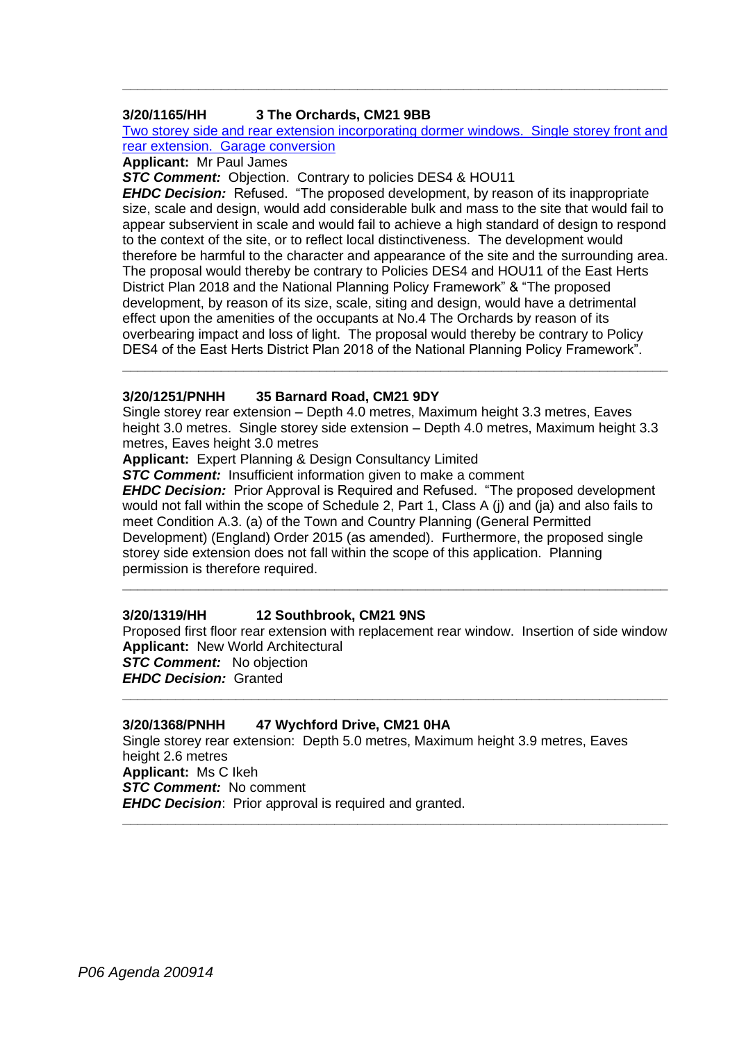---

**3/20/1165/HH 3 The Orchards, CM21 9BB**

Two storey side and rear extension incorporating dormer windows. Single storey front and rear extension. Garage conversion

**Applicant:** Mr Paul James

***STC Comment:*** Objection. Contrary to policies DES4 & HOU11

***EHDC Decision:*** Refused. "The proposed development, by reason of its inappropriate size, scale and design, would add considerable bulk and mass to the site that would fail to appear subservient in scale and would fail to achieve a high standard of design to respond to the context of the site, or to reflect local distinctiveness. The development would therefore be harmful to the character and appearance of the site and the surrounding area. The proposal would thereby be contrary to Policies DES4 and HOU11 of the East Herts District Plan 2018 and the National Planning Policy Framework" & "The proposed development, by reason of its size, scale, siting and design, would have a detrimental effect upon the amenities of the occupants at No.4 The Orchards by reason of its overbearing impact and loss of light. The proposal would thereby be contrary to Policy DES4 of the East Herts District Plan 2018 of the National Planning Policy Framework".

---

**3/20/1251/PNHH 35 Barnard Road, CM21 9DY**

Single storey rear extension – Depth 4.0 metres, Maximum height 3.3 metres, Eaves height 3.0 metres. Single storey side extension – Depth 4.0 metres, Maximum height 3.3 metres, Eaves height 3.0 metres

**Applicant:** Expert Planning & Design Consultancy Limited

***STC Comment:*** Insufficient information given to make a comment

***EHDC Decision:*** Prior Approval is Required and Refused. "The proposed development would not fall within the scope of Schedule 2, Part 1, Class A (j) and (ja) and also fails to meet Condition A.3. (a) of the Town and Country Planning (General Permitted Development) (England) Order 2015 (as amended). Furthermore, the proposed single storey side extension does not fall within the scope of this application. Planning permission is therefore required.

---

**3/20/1319/HH 12 Southbrook, CM21 9NS**

Proposed first floor rear extension with replacement rear window. Insertion of side window

**Applicant:** New World Architectural

***STC Comment:*** No objection

***EHDC Decision:*** Granted

---

**3/20/1368/PNHH 47 Wychford Drive, CM21 0HA**

Single storey rear extension: Depth 5.0 metres, Maximum height 3.9 metres, Eaves height 2.6 metres

**Applicant:** Ms C Ikeh

***STC Comment:*** No comment

***EHDC Decision***: Prior approval is required and granted.

---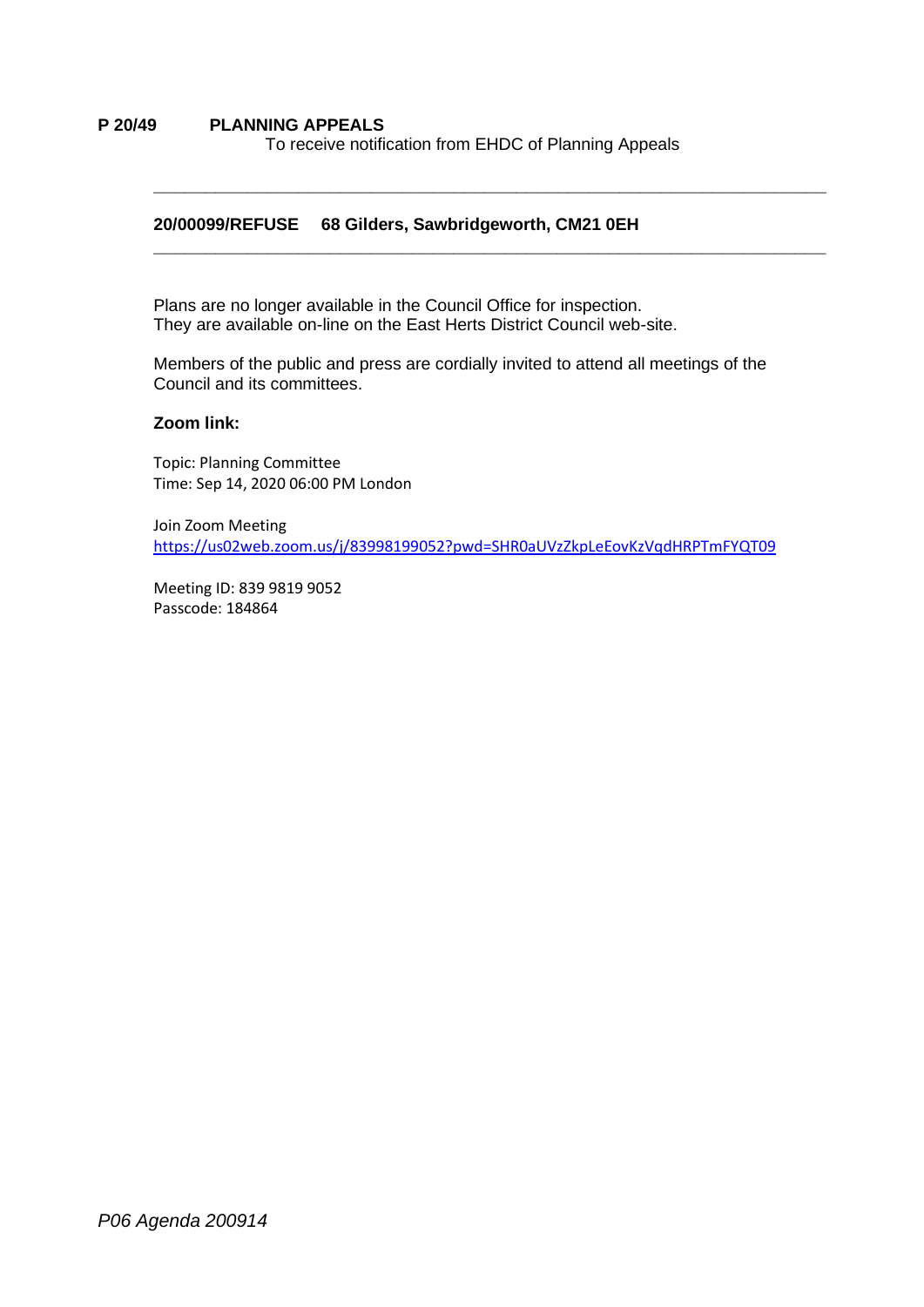**P 20/49 PLANNING APPEALS**

To receive notification from EHDC of Planning Appeals

---

**20/00099/REFUSE 68 Gilders, Sawbridgeworth, CM21 0EH**

---

Plans are no longer available in the Council Office for inspection.
They are available on-line on the East Herts District Council web-site.

Members of the public and press are cordially invited to attend all meetings of the Council and its committees.

**Zoom link:**

Topic: Planning Committee
Time: Sep 14, 2020 06:00 PM London

Join Zoom Meeting
https://us02web.zoom.us/j/83998199052?pwd=SHR0aUVzZkpLeEovKzVqdHRPTmFYQT09

Meeting ID: 839 9819 9052
Passcode: 184864

*P06 Agenda 200914*